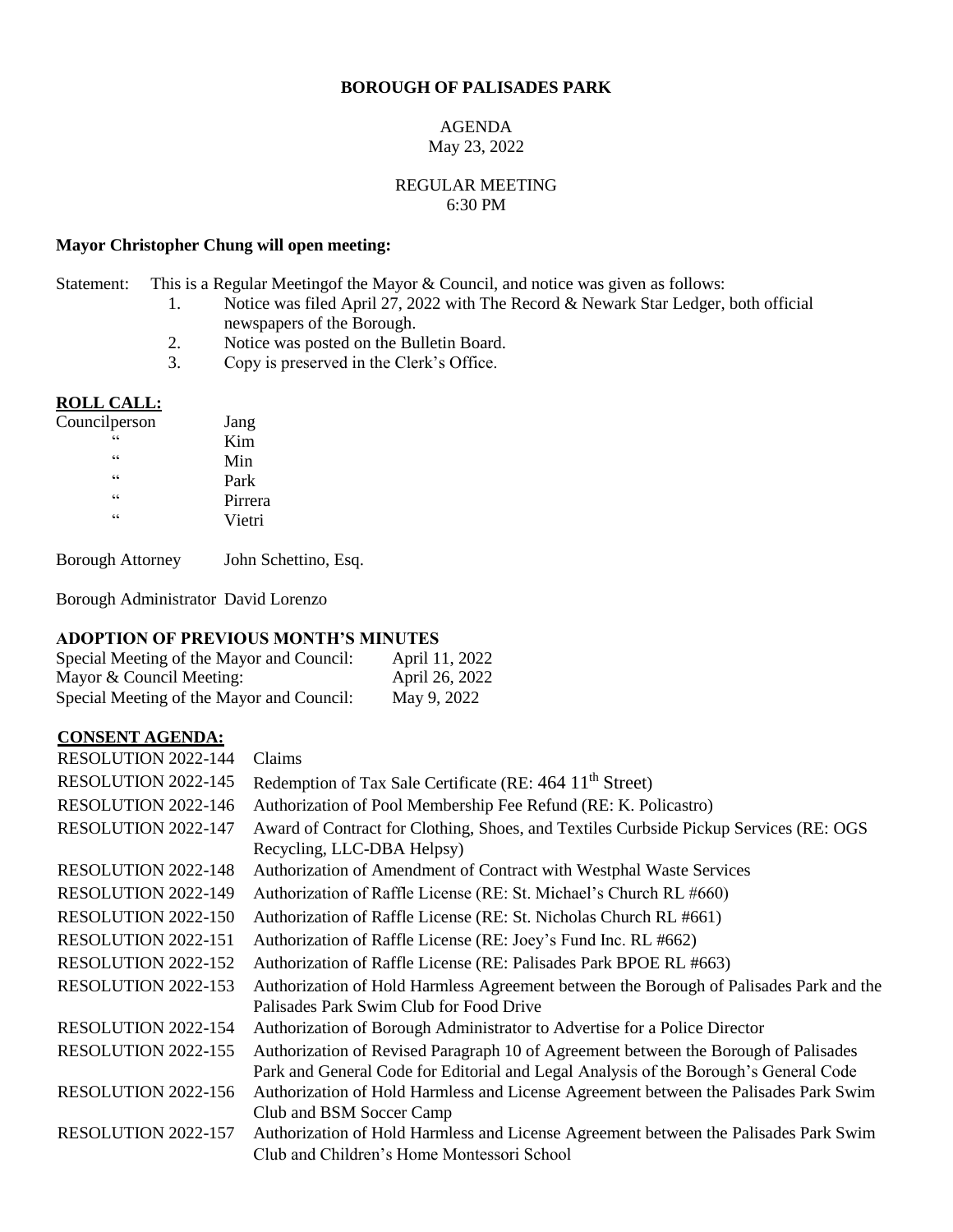**BOROUGH OF PALISADES PARK**

AGENDA
May 23, 2022

REGULAR MEETING
6:30 PM

**Mayor Christopher Chung will open meeting:**

Statement: This is a Regular Meetingof the Mayor & Council, and notice was given as follows:

1. Notice was filed April 27, 2022 with The Record & Newark Star Ledger, both official newspapers of the Borough.
2. Notice was posted on the Bulletin Board.
3. Copy is preserved in the Clerk's Office.

**ROLL CALL:**

| | |
|---|---|
| Councilperson | Jang |
| " | Kim |
| " | Min |
| " | Park |
| " | Pirrera |
| " | Vietri |

Borough Attorney John Schettino, Esq.

Borough Administrator David Lorenzo

**ADOPTION OF PREVIOUS MONTH'S MINUTES**

| | |
|---|---|
| Special Meeting of the Mayor and Council: | April 11, 2022 |
| Mayor & Council Meeting: | April 26, 2022 |
| Special Meeting of the Mayor and Council: | May 9, 2022 |

**CONSENT AGENDA:**

| | |
|---|---|
| RESOLUTION 2022-144 | Claims |
| RESOLUTION 2022-145 | Redemption of Tax Sale Certificate (RE: 464 11th Street) |
| RESOLUTION 2022-146 | Authorization of Pool Membership Fee Refund (RE: K. Policastro) |
| RESOLUTION 2022-147 | Award of Contract for Clothing, Shoes, and Textiles Curbside Pickup Services (RE: OGS Recycling, LLC-DBA Helpsy) |
| RESOLUTION 2022-148 | Authorization of Amendment of Contract with Westphal Waste Services |
| RESOLUTION 2022-149 | Authorization of Raffle License (RE: St. Michael's Church RL #660) |
| RESOLUTION 2022-150 | Authorization of Raffle License (RE: St. Nicholas Church RL #661) |
| RESOLUTION 2022-151 | Authorization of Raffle License (RE: Joey's Fund Inc. RL #662) |
| RESOLUTION 2022-152 | Authorization of Raffle License (RE: Palisades Park BPOE RL #663) |
| RESOLUTION 2022-153 | Authorization of Hold Harmless Agreement between the Borough of Palisades Park and the Palisades Park Swim Club for Food Drive |
| RESOLUTION 2022-154 | Authorization of Borough Administrator to Advertise for a Police Director |
| RESOLUTION 2022-155 | Authorization of Revised Paragraph 10 of Agreement between the Borough of Palisades Park and General Code for Editorial and Legal Analysis of the Borough's General Code |
| RESOLUTION 2022-156 | Authorization of Hold Harmless and License Agreement between the Palisades Park Swim Club and BSM Soccer Camp |
| RESOLUTION 2022-157 | Authorization of Hold Harmless and License Agreement between the Palisades Park Swim Club and Children's Home Montessori School |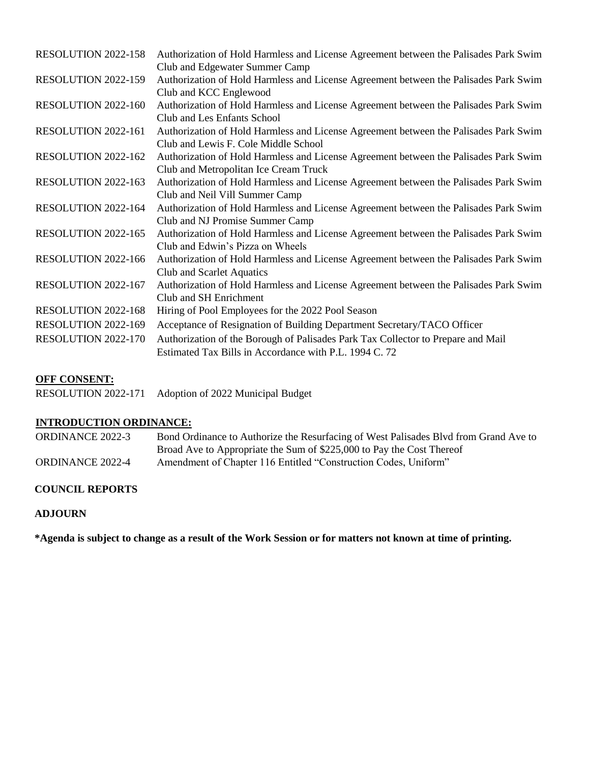| | |
|---|---|
| RESOLUTION 2022-158 | Authorization of Hold Harmless and License Agreement between the Palisades Park Swim Club and Edgewater Summer Camp |
| RESOLUTION 2022-159 | Authorization of Hold Harmless and License Agreement between the Palisades Park Swim Club and KCC Englewood |
| RESOLUTION 2022-160 | Authorization of Hold Harmless and License Agreement between the Palisades Park Swim Club and Les Enfants School |
| RESOLUTION 2022-161 | Authorization of Hold Harmless and License Agreement between the Palisades Park Swim Club and Lewis F. Cole Middle School |
| RESOLUTION 2022-162 | Authorization of Hold Harmless and License Agreement between the Palisades Park Swim Club and Metropolitan Ice Cream Truck |
| RESOLUTION 2022-163 | Authorization of Hold Harmless and License Agreement between the Palisades Park Swim Club and Neil Vill Summer Camp |
| RESOLUTION 2022-164 | Authorization of Hold Harmless and License Agreement between the Palisades Park Swim Club and NJ Promise Summer Camp |
| RESOLUTION 2022-165 | Authorization of Hold Harmless and License Agreement between the Palisades Park Swim Club and Edwin's Pizza on Wheels |
| RESOLUTION 2022-166 | Authorization of Hold Harmless and License Agreement between the Palisades Park Swim Club and Scarlet Aquatics |
| RESOLUTION 2022-167 | Authorization of Hold Harmless and License Agreement between the Palisades Park Swim Club and SH Enrichment |
| RESOLUTION 2022-168 | Hiring of Pool Employees for the 2022 Pool Season |
| RESOLUTION 2022-169 | Acceptance of Resignation of Building Department Secretary/TACO Officer |
| RESOLUTION 2022-170 | Authorization of the Borough of Palisades Park Tax Collector to Prepare and Mail Estimated Tax Bills in Accordance with P.L. 1994 C. 72 |

**OFF CONSENT:**

| | |
|---|---|
| RESOLUTION 2022-171 | Adoption of 2022 Municipal Budget |

**INTRODUCTION ORDINANCE:**

| | |
|---|---|
| ORDINANCE 2022-3 | Bond Ordinance to Authorize the Resurfacing of West Palisades Blvd from Grand Ave to Broad Ave to Appropriate the Sum of $225,000 to Pay the Cost Thereof |
| ORDINANCE 2022-4 | Amendment of Chapter 116 Entitled "Construction Codes, Uniform" |

**COUNCIL REPORTS**

**ADJOURN**

**\*Agenda is subject to change as a result of the Work Session or for matters not known at time of printing.**